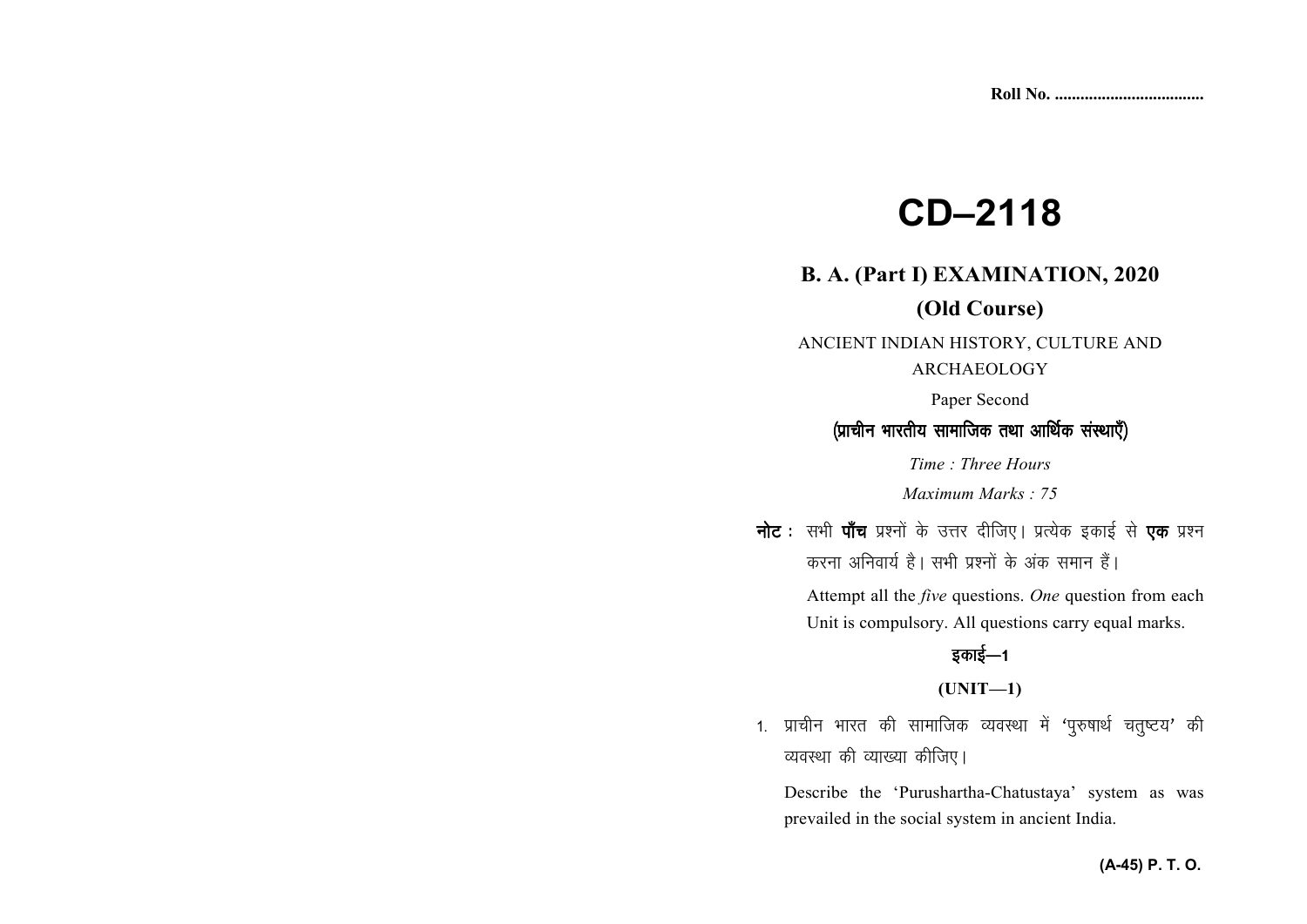Roll No. ...................................

# CD–2118

## B. A. (Part I) EXAMINATION, 2020

### (Old Course)

ANCIENT INDIAN HISTORY, CULTURE AND ARCHAEOLOGY

Paper Second

**(प्राचीन भारतीय सामाजिक तथा आर्थिक संस्थाएँ)**

*Time : Three Hours*

*Maximum Marks : 75*

**नोट :** सभी **पाँच** प्रश्नों के उत्तर दीजिए। प्रत्येक इकाई से **एक** प्रश्न करना अनिवार्य है। सभी प्रश्नों के अंक समान हैं।

Attempt all the *five* questions. *One* question from each Unit is compulsory. All questions carry equal marks.

**इकाई—1**

**(UNIT—1)**

1. प्राचीन भारत की सामाजिक व्यवस्था में 'पुरुषार्थ चतुष्टय' की व्यवस्था की व्याख्या कीजिए।

   Describe the 'Purushartha-Chatustaya' system as was prevailed in the social system in ancient India.

**(A-45) P. T. O.**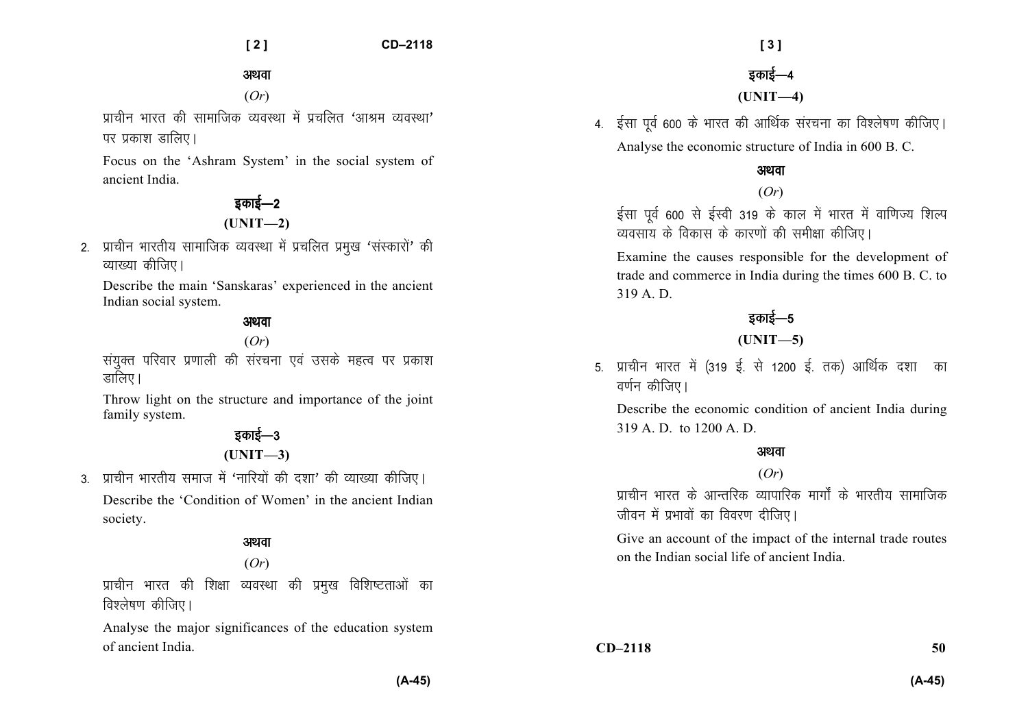अथवा

(*Or*)

प्राचीन भारत की सामाजिक व्यवस्था में प्रचलित 'आश्रम व्यवस्था' पर प्रकाश डालिए।

Focus on the 'Ashram System' in the social system of ancient India.

## इकाई—2

## (UNIT—2)

2. प्राचीन भारतीय सामाजिक व्यवस्था में प्रचलित प्रमुख 'संस्कारों' की व्याख्या कीजिए।

   Describe the main 'Sanskaras' experienced in the ancient Indian social system.

अथवा

(*Or*)

संयुक्त परिवार प्रणाली की संरचना एवं उसके महत्व पर प्रकाश डालिए।

Throw light on the structure and importance of the joint family system.

## इकाई—3

## (UNIT—3)

3. प्राचीन भारतीय समाज में 'नारियों की दशा' की व्याख्या कीजिए।

   Describe the 'Condition of Women' in the ancient Indian society.

अथवा

(*Or*)

प्राचीन भारत की शिक्षा व्यवस्था की प्रमुख विशिष्टताओं का विश्लेषण कीजिए।

Analyse the major significances of the education system of ancient India.

## इकाई—4

## (UNIT—4)

4. ईसा पूर्व 600 के भारत की आर्थिक संरचना का विश्लेषण कीजिए।

   Analyse the economic structure of India in 600 B. C.

अथवा

(*Or*)

ईसा पूर्व 600 से ईस्वी 319 के काल में भारत में वाणिज्य शिल्प व्यवसाय के विकास के कारणों की समीक्षा कीजिए।

Examine the causes responsible for the development of trade and commerce in India during the times 600 B. C. to 319 A. D.

## इकाई—5

## (UNIT—5)

5. प्राचीन भारत में (319 ई. से 1200 ई. तक) आर्थिक दशा का वर्णन कीजिए।

   Describe the economic condition of ancient India during 319 A. D. to 1200 A. D.

अथवा

(*Or*)

प्राचीन भारत के आन्तरिक व्यापारिक मार्गों के भारतीय सामाजिक जीवन में प्रभावों का विवरण दीजिए।

Give an account of the impact of the internal trade routes on the Indian social life of ancient India.